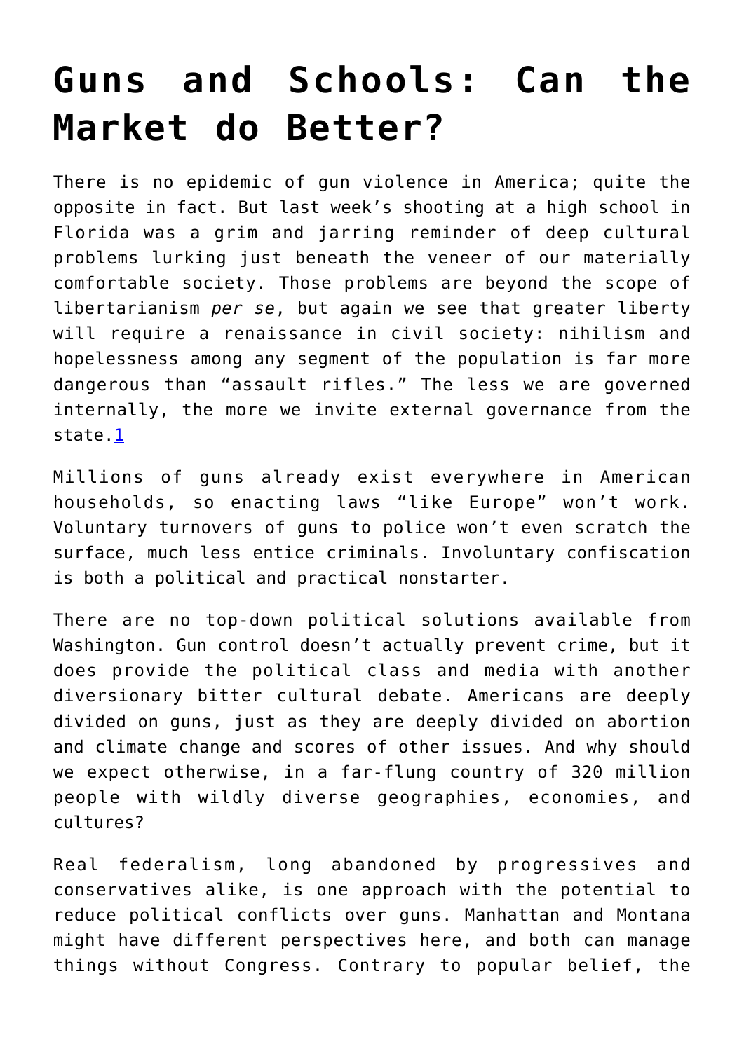# Guns and Schools: Can the Market do Better?

There is no epidemic of gun violence in America; quite the opposite in fact. But last week's shooting at a high school in Florida was a grim and jarring reminder of deep cultural problems lurking just beneath the veneer of our materially comfortable society. Those problems are beyond the scope of libertarianism *per se*, but again we see that greater liberty will require a renaissance in civil society: nihilism and hopelessness among any segment of the population is far more dangerous than "assault rifles." The less we are governed internally, the more we invite external governance from the state.[1]

Millions of guns already exist everywhere in American households, so enacting laws "like Europe" won't work. Voluntary turnovers of guns to police won't even scratch the surface, much less entice criminals. Involuntary confiscation is both a political and practical nonstarter.

There are no top-down political solutions available from Washington. Gun control doesn't actually prevent crime, but it does provide the political class and media with another diversionary bitter cultural debate. Americans are deeply divided on guns, just as they are deeply divided on abortion and climate change and scores of other issues. And why should we expect otherwise, in a far-flung country of 320 million people with wildly diverse geographies, economies, and cultures?

Real federalism, long abandoned by progressives and conservatives alike, is one approach with the potential to reduce political conflicts over guns. Manhattan and Montana might have different perspectives here, and both can manage things without Congress. Contrary to popular belief, the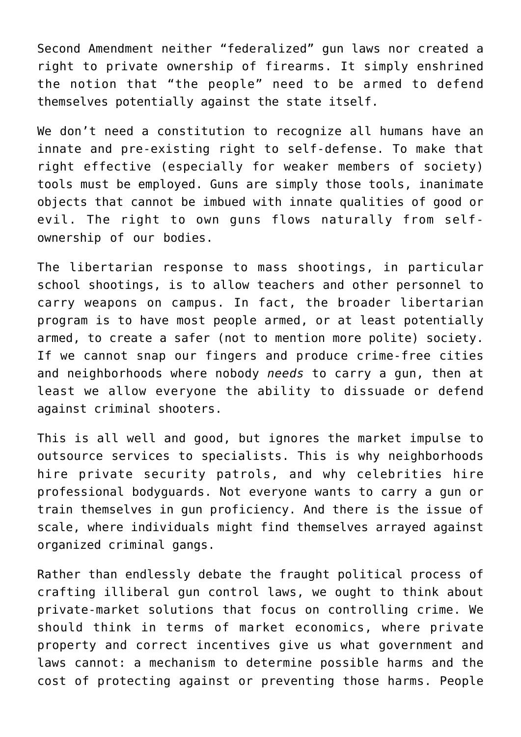Second Amendment neither “federalized” gun laws nor created a right to private ownership of firearms. It simply enshrined the notion that “the people” need to be armed to defend themselves potentially against the state itself.

We don’t need a constitution to recognize all humans have an innate and pre-existing right to self-defense. To make that right effective (especially for weaker members of society) tools must be employed. Guns are simply those tools, inanimate objects that cannot be imbued with innate qualities of good or evil. The right to own guns flows naturally from self-ownership of our bodies.

The libertarian response to mass shootings, in particular school shootings, is to allow teachers and other personnel to carry weapons on campus. In fact, the broader libertarian program is to have most people armed, or at least potentially armed, to create a safer (not to mention more polite) society. If we cannot snap our fingers and produce crime-free cities and neighborhoods where nobody *needs* to carry a gun, then at least we allow everyone the ability to dissuade or defend against criminal shooters.

This is all well and good, but ignores the market impulse to outsource services to specialists. This is why neighborhoods hire private security patrols, and why celebrities hire professional bodyguards. Not everyone wants to carry a gun or train themselves in gun proficiency. And there is the issue of scale, where individuals might find themselves arrayed against organized criminal gangs.

Rather than endlessly debate the fraught political process of crafting illiberal gun control laws, we ought to think about private-market solutions that focus on controlling crime. We should think in terms of market economics, where private property and correct incentives give us what government and laws cannot: a mechanism to determine possible harms and the cost of protecting against or preventing those harms. People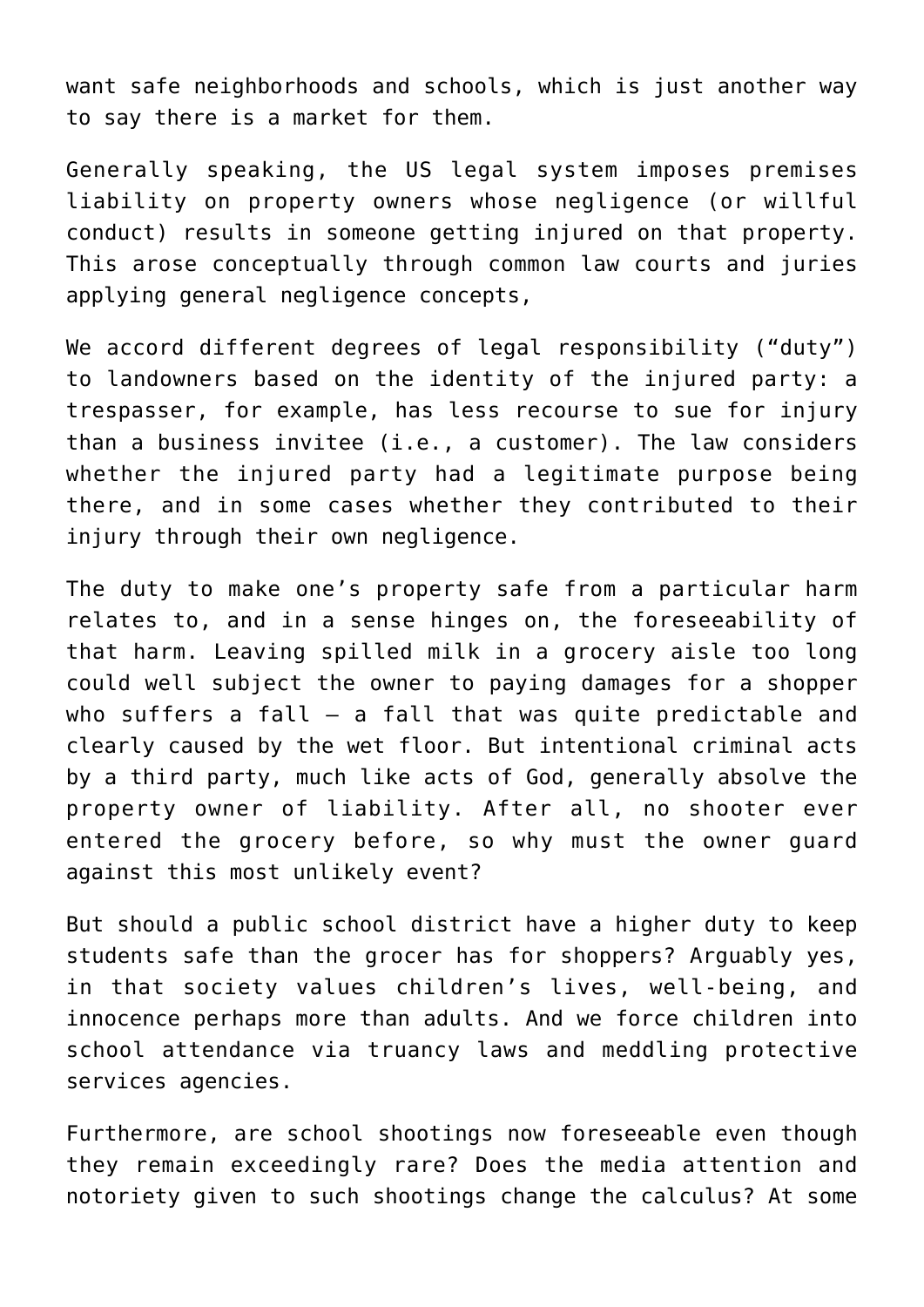want safe neighborhoods and schools, which is just another way to say there is a market for them.

Generally speaking, the US legal system imposes premises liability on property owners whose negligence (or willful conduct) results in someone getting injured on that property. This arose conceptually through common law courts and juries applying general negligence concepts,

We accord different degrees of legal responsibility ("duty") to landowners based on the identity of the injured party: a trespasser, for example, has less recourse to sue for injury than a business invitee (i.e., a customer). The law considers whether the injured party had a legitimate purpose being there, and in some cases whether they contributed to their injury through their own negligence.

The duty to make one's property safe from a particular harm relates to, and in a sense hinges on, the foreseeability of that harm. Leaving spilled milk in a grocery aisle too long could well subject the owner to paying damages for a shopper who suffers a fall – a fall that was quite predictable and clearly caused by the wet floor. But intentional criminal acts by a third party, much like acts of God, generally absolve the property owner of liability. After all, no shooter ever entered the grocery before, so why must the owner guard against this most unlikely event?

But should a public school district have a higher duty to keep students safe than the grocer has for shoppers? Arguably yes, in that society values children's lives, well-being, and innocence perhaps more than adults. And we force children into school attendance via truancy laws and meddling protective services agencies.

Furthermore, are school shootings now foreseeable even though they remain exceedingly rare? Does the media attention and notoriety given to such shootings change the calculus? At some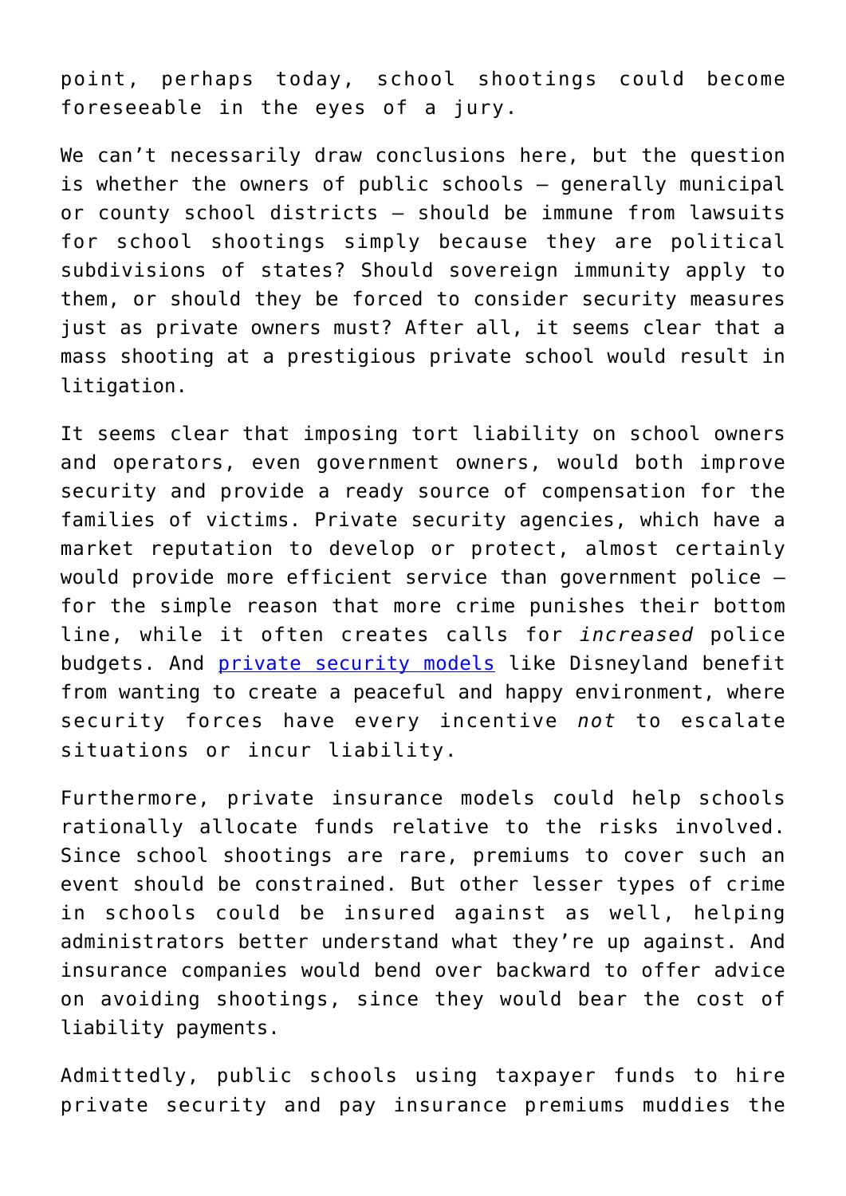point, perhaps today, school shootings could become foreseeable in the eyes of a jury.

We can't necessarily draw conclusions here, but the question is whether the owners of public schools — generally municipal or county school districts — should be immune from lawsuits for school shootings simply because they are political subdivisions of states? Should sovereign immunity apply to them, or should they be forced to consider security measures just as private owners must? After all, it seems clear that a mass shooting at a prestigious private school would result in litigation.

It seems clear that imposing tort liability on school owners and operators, even government owners, would both improve security and provide a ready source of compensation for the families of victims. Private security agencies, which have a market reputation to develop or protect, almost certainly would provide more efficient service than government police — for the simple reason that more crime punishes their bottom line, while it often creates calls for *increased* police budgets. And [private security models](private security models) like Disneyland benefit from wanting to create a peaceful and happy environment, where security forces have every incentive *not* to escalate situations or incur liability.

Furthermore, private insurance models could help schools rationally allocate funds relative to the risks involved. Since school shootings are rare, premiums to cover such an event should be constrained. But other lesser types of crime in schools could be insured against as well, helping administrators better understand what they're up against. And insurance companies would bend over backward to offer advice on avoiding shootings, since they would bear the cost of liability payments.

Admittedly, public schools using taxpayer funds to hire private security and pay insurance premiums muddies the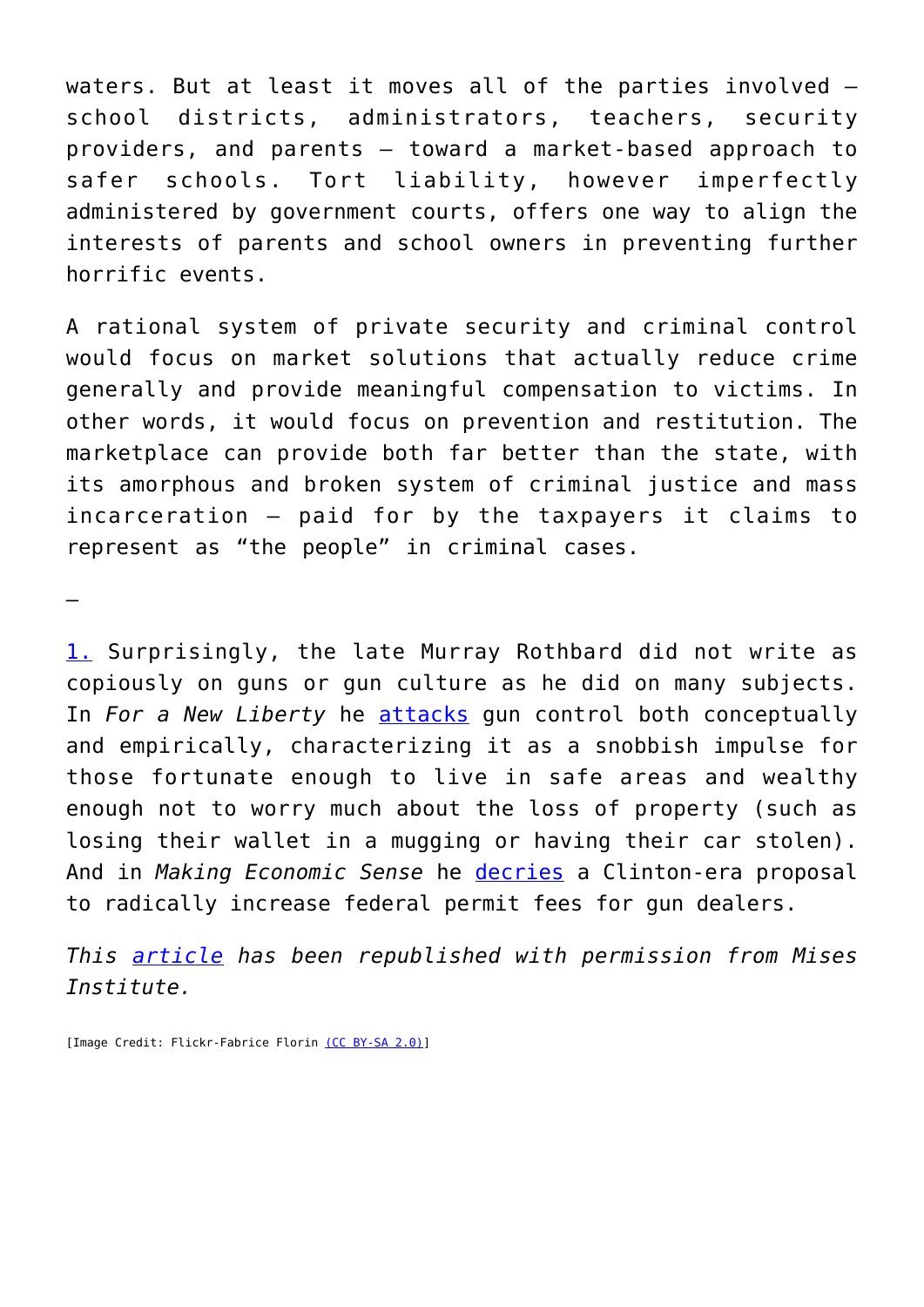waters. But at least it moves all of the parties involved — school districts, administrators, teachers, security providers, and parents — toward a market-based approach to safer schools. Tort liability, however imperfectly administered by government courts, offers one way to align the interests of parents and school owners in preventing further horrific events.

A rational system of private security and criminal control would focus on market solutions that actually reduce crime generally and provide meaningful compensation to victims. In other words, it would focus on prevention and restitution. The marketplace can provide both far better than the state, with its amorphous and broken system of criminal justice and mass incarceration — paid for by the taxpayers it claims to represent as "the people" in criminal cases.

—

1. Surprisingly, the late Murray Rothbard did not write as copiously on guns or gun culture as he did on many subjects. In *For a New Liberty* he attacks gun control both conceptually and empirically, characterizing it as a snobbish impulse for those fortunate enough to live in safe areas and wealthy enough not to worry much about the loss of property (such as losing their wallet in a mugging or having their car stolen). And in *Making Economic Sense* he decries a Clinton-era proposal to radically increase federal permit fees for gun dealers.

*This article has been republished with permission from Mises Institute.*

[Image Credit: Flickr-Fabrice Florin (CC BY-SA 2.0)]